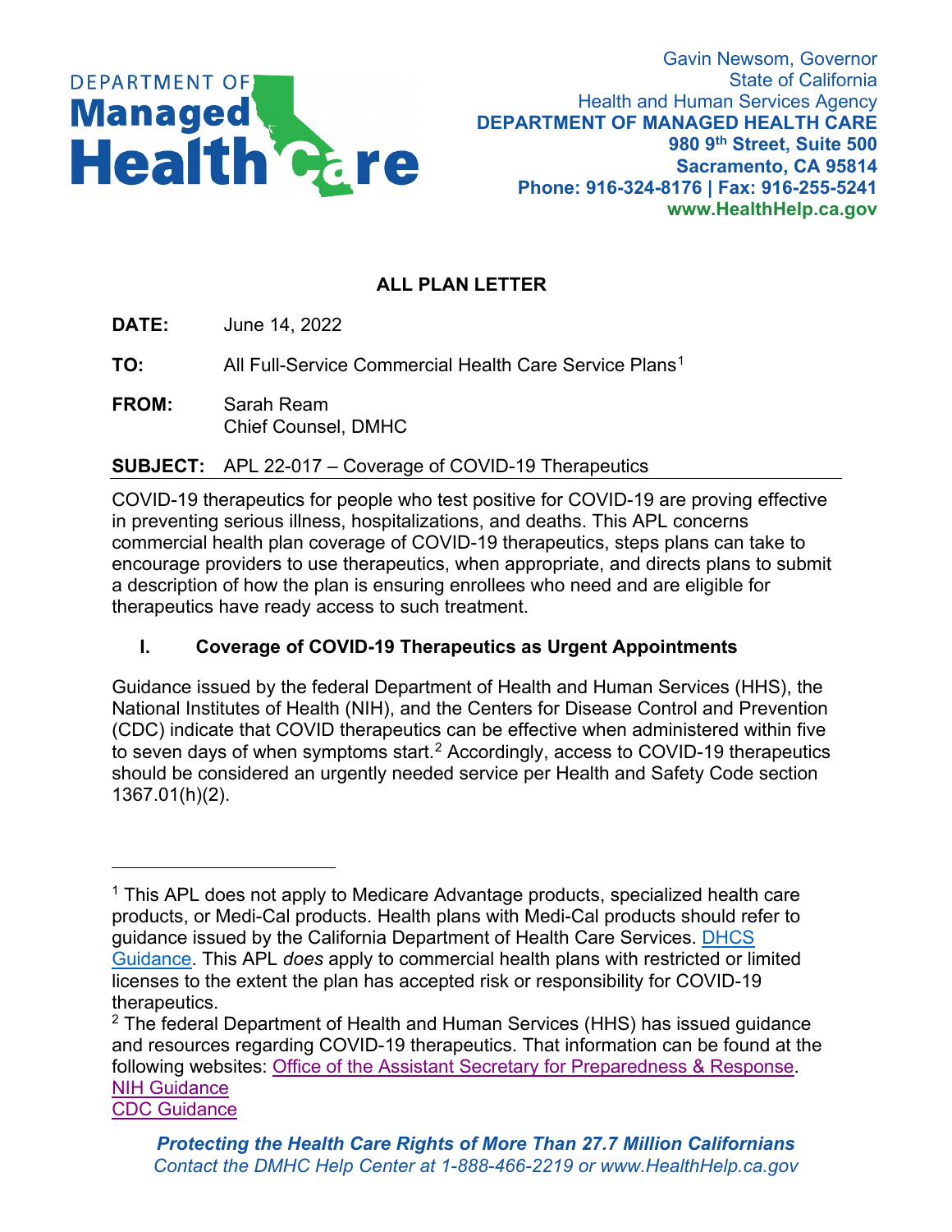DEPARTMENT OF Managed Health Care

Gavin Newsom, Governor
State of California
Health and Human Services Agency
**DEPARTMENT OF MANAGED HEALTH CARE**
**980 9th Street, Suite 500**
**Sacramento, CA 95814**
**Phone: 916-324-8176 | Fax: 916-255-5241**
**www.HealthHelp.ca.gov**

## ALL PLAN LETTER

**DATE:** June 14, 2022

**TO:** All Full-Service Commercial Health Care Service Plans[1]

**FROM:** Sarah Ream
Chief Counsel, DMHC

**SUBJECT:** APL 22-017 – Coverage of COVID-19 Therapeutics

COVID-19 therapeutics for people who test positive for COVID-19 are proving effective in preventing serious illness, hospitalizations, and deaths. This APL concerns commercial health plan coverage of COVID-19 therapeutics, steps plans can take to encourage providers to use therapeutics, when appropriate, and directs plans to submit a description of how the plan is ensuring enrollees who need and are eligible for therapeutics have ready access to such treatment.

### I. Coverage of COVID-19 Therapeutics as Urgent Appointments

Guidance issued by the federal Department of Health and Human Services (HHS), the National Institutes of Health (NIH), and the Centers for Disease Control and Prevention (CDC) indicate that COVID therapeutics can be effective when administered within five to seven days of when symptoms start.[2] Accordingly, access to COVID-19 therapeutics should be considered an urgently needed service per Health and Safety Code section 1367.01(h)(2).

---

[1] This APL does not apply to Medicare Advantage products, specialized health care products, or Medi-Cal products. Health plans with Medi-Cal products should refer to guidance issued by the California Department of Health Care Services. DHCS Guidance. This APL *does* apply to commercial health plans with restricted or limited licenses to the extent the plan has accepted risk or responsibility for COVID-19 therapeutics.

[2] The federal Department of Health and Human Services (HHS) has issued guidance and resources regarding COVID-19 therapeutics. That information can be found at the following websites: Office of the Assistant Secretary for Preparedness & Response.
NIH Guidance
CDC Guidance

***Protecting the Health Care Rights of More Than 27.7 Million Californians***
*Contact the DMHC Help Center at 1-888-466-2219 or www.HealthHelp.ca.gov*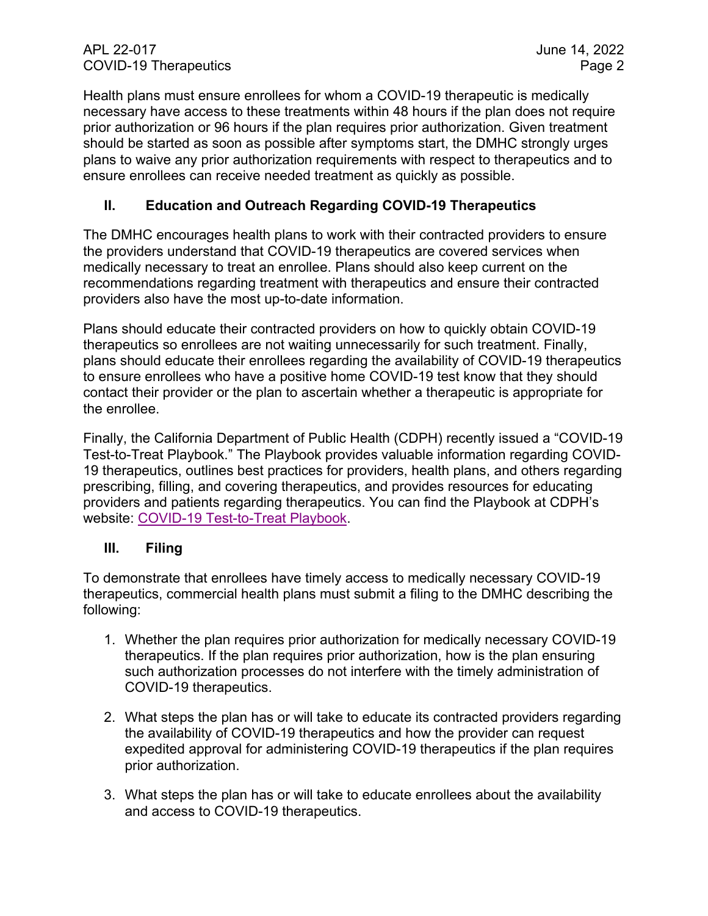Health plans must ensure enrollees for whom a COVID-19 therapeutic is medically necessary have access to these treatments within 48 hours if the plan does not require prior authorization or 96 hours if the plan requires prior authorization. Given treatment should be started as soon as possible after symptoms start, the DMHC strongly urges plans to waive any prior authorization requirements with respect to therapeutics and to ensure enrollees can receive needed treatment as quickly as possible.

## II. Education and Outreach Regarding COVID-19 Therapeutics

The DMHC encourages health plans to work with their contracted providers to ensure the providers understand that COVID-19 therapeutics are covered services when medically necessary to treat an enrollee. Plans should also keep current on the recommendations regarding treatment with therapeutics and ensure their contracted providers also have the most up-to-date information.

Plans should educate their contracted providers on how to quickly obtain COVID-19 therapeutics so enrollees are not waiting unnecessarily for such treatment. Finally, plans should educate their enrollees regarding the availability of COVID-19 therapeutics to ensure enrollees who have a positive home COVID-19 test know that they should contact their provider or the plan to ascertain whether a therapeutic is appropriate for the enrollee.

Finally, the California Department of Public Health (CDPH) recently issued a "COVID-19 Test-to-Treat Playbook." The Playbook provides valuable information regarding COVID-19 therapeutics, outlines best practices for providers, health plans, and others regarding prescribing, filling, and covering therapeutics, and provides resources for educating providers and patients regarding therapeutics. You can find the Playbook at CDPH's website: COVID-19 Test-to-Treat Playbook.

## III. Filing

To demonstrate that enrollees have timely access to medically necessary COVID-19 therapeutics, commercial health plans must submit a filing to the DMHC describing the following:

1. Whether the plan requires prior authorization for medically necessary COVID-19 therapeutics. If the plan requires prior authorization, how is the plan ensuring such authorization processes do not interfere with the timely administration of COVID-19 therapeutics.

2. What steps the plan has or will take to educate its contracted providers regarding the availability of COVID-19 therapeutics and how the provider can request expedited approval for administering COVID-19 therapeutics if the plan requires prior authorization.

3. What steps the plan has or will take to educate enrollees about the availability and access to COVID-19 therapeutics.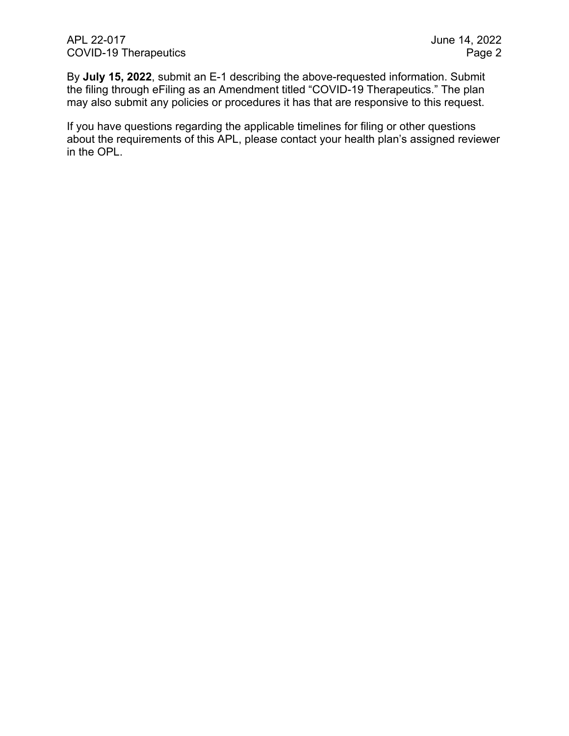By **July 15, 2022**, submit an E-1 describing the above-requested information. Submit the filing through eFiling as an Amendment titled "COVID-19 Therapeutics." The plan may also submit any policies or procedures it has that are responsive to this request.

If you have questions regarding the applicable timelines for filing or other questions about the requirements of this APL, please contact your health plan's assigned reviewer in the OPL.